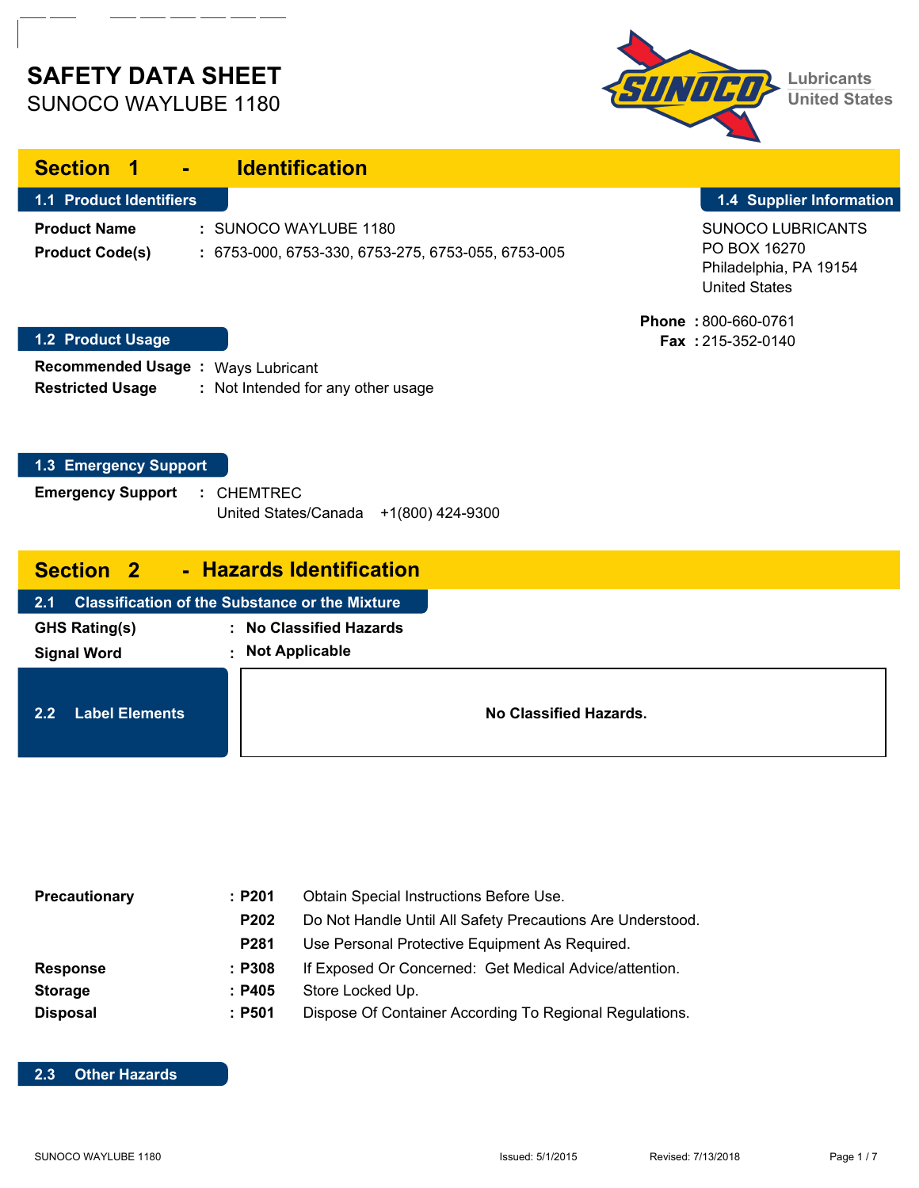# SAFETY DATA SHEET

SUNOCO WAYLUBE 1180

Lubricants
United States

## Section 1 - Identification

### 1.1 Product Identifiers

**Product Name** : SUNOCO WAYLUBE 1180

**Product Code(s)** : 6753-000, 6753-330, 6753-275, 6753-055, 6753-005

### 1.4 Supplier Information

SUNOCO LUBRICANTS
PO BOX 16270
Philadelphia, PA 19154
United States

**Phone** : 800-660-0761
**Fax** : 215-352-0140

### 1.2 Product Usage

**Recommended Usage** : Ways Lubricant

**Restricted Usage** : Not Intended for any other usage

### 1.3 Emergency Support

**Emergency Support** : CHEMTREC
United States/Canada +1(800) 424-9300

## Section 2 - Hazards Identification

### 2.1 Classification of the Substance or the Mixture

**GHS Rating(s)** : **No Classified Hazards**

**Signal Word** : **Not Applicable**

### 2.2 Label Elements

**No Classified Hazards.**

| | | |
|---|---|---|
| **Precautionary** | : **P201** | Obtain Special Instructions Before Use. |
| | **P202** | Do Not Handle Until All Safety Precautions Are Understood. |
| | **P281** | Use Personal Protective Equipment As Required. |
| **Response** | : **P308** | If Exposed Or Concerned: Get Medical Advice/attention. |
| **Storage** | : **P405** | Store Locked Up. |
| **Disposal** | : **P501** | Dispose Of Container According To Regional Regulations. |

### 2.3 Other Hazards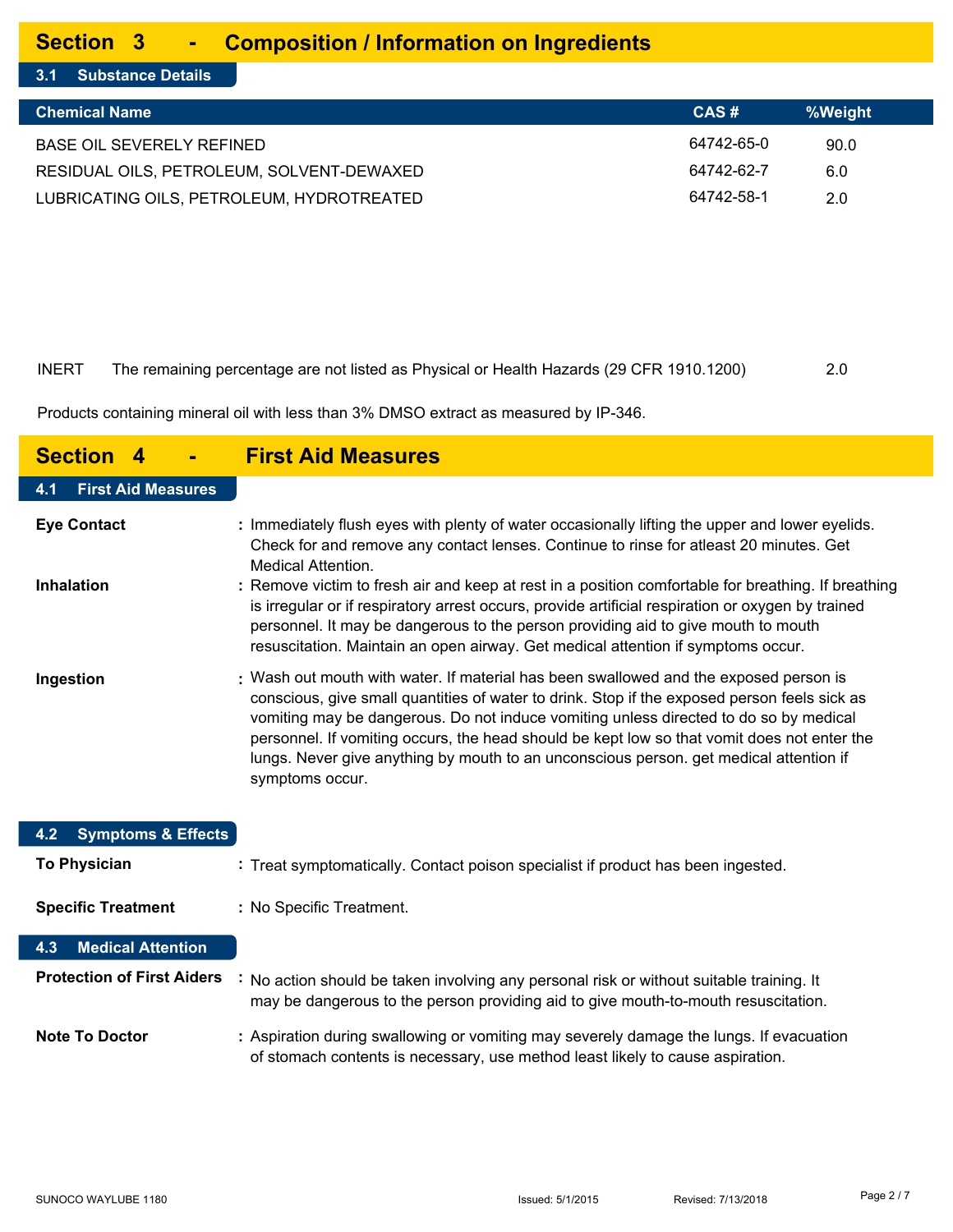## Section 3 - Composition / Information on Ingredients

### 3.1 Substance Details

| Chemical Name | CAS # | %Weight |
|---|---|---|
| BASE OIL SEVERELY REFINED | 64742-65-0 | 90.0 |
| RESIDUAL OILS, PETROLEUM, SOLVENT-DEWAXED | 64742-62-7 | 6.0 |
| LUBRICATING OILS, PETROLEUM, HYDROTREATED | 64742-58-1 | 2.0 |
| INERT The remaining percentage are not listed as Physical or Health Hazards (29 CFR 1910.1200) | | 2.0 |

Products containing mineral oil with less than 3% DMSO extract as measured by IP-346.

## Section 4 - First Aid Measures

### 4.1 First Aid Measures

**Eye Contact** : Immediately flush eyes with plenty of water occasionally lifting the upper and lower eyelids. Check for and remove any contact lenses. Continue to rinse for atleast 20 minutes. Get Medical Attention.

**Inhalation** : Remove victim to fresh air and keep at rest in a position comfortable for breathing. If breathing is irregular or if respiratory arrest occurs, provide artificial respiration or oxygen by trained personnel. It may be dangerous to the person providing aid to give mouth to mouth resuscitation. Maintain an open airway. Get medical attention if symptoms occur.

**Ingestion** : Wash out mouth with water. If material has been swallowed and the exposed person is conscious, give small quantities of water to drink. Stop if the exposed person feels sick as vomiting may be dangerous. Do not induce vomiting unless directed to do so by medical personnel. If vomiting occurs, the head should be kept low so that vomit does not enter the lungs. Never give anything by mouth to an unconscious person. get medical attention if symptoms occur.

### 4.2 Symptoms & Effects

**To Physician** : Treat symptomatically. Contact poison specialist if product has been ingested.

**Specific Treatment** : No Specific Treatment.

### 4.3 Medical Attention

**Protection of First Aiders** : No action should be taken involving any personal risk or without suitable training. It may be dangerous to the person providing aid to give mouth-to-mouth resuscitation.

**Note To Doctor** : Aspiration during swallowing or vomiting may severely damage the lungs. If evacuation of stomach contents is necessary, use method least likely to cause aspiration.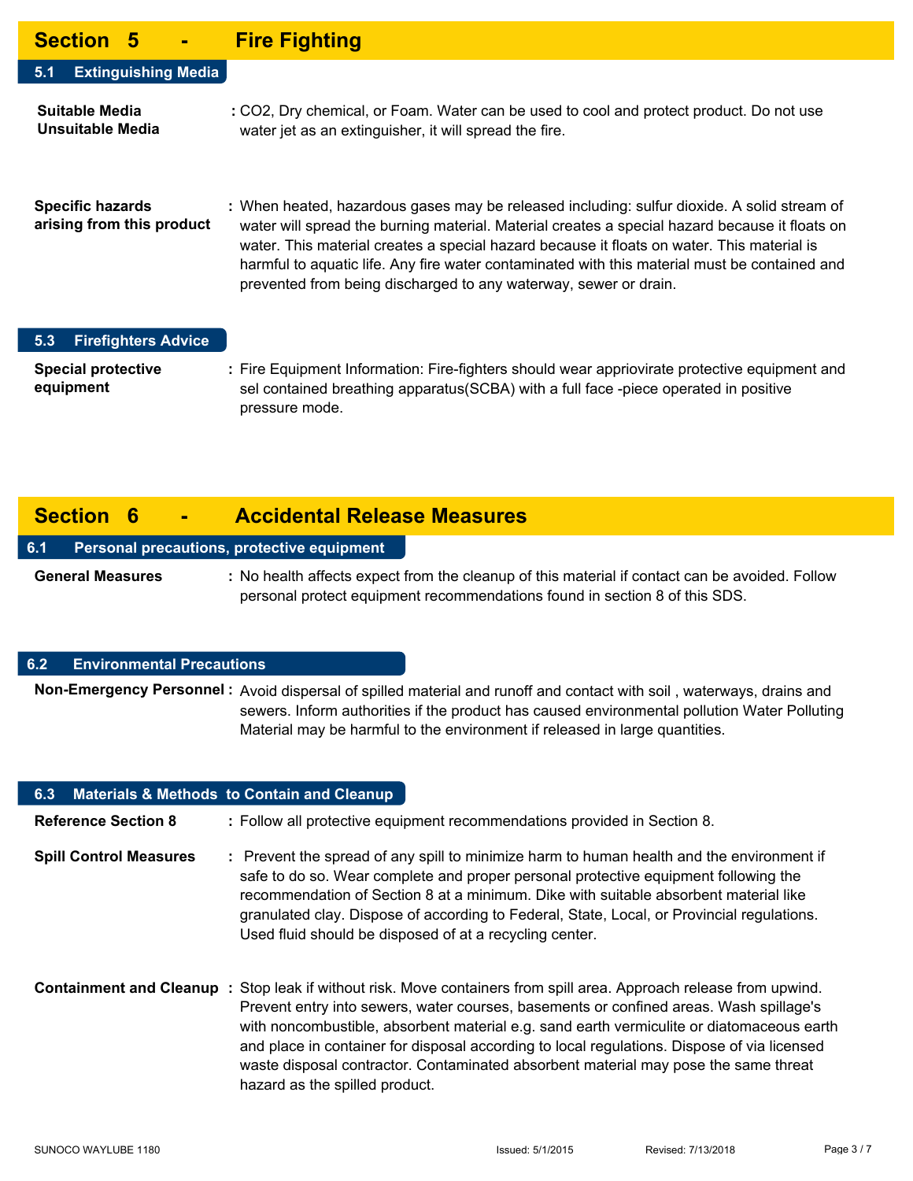## Section 5 - Fire Fighting

### 5.1 Extinguishing Media

**Suitable Media**
**Unsuitable Media** : $CO_2$, Dry chemical, or Foam. Water can be used to cool and protect product. Do not use water jet as an extinguisher, it will spread the fire.

**Specific hazards arising from this product** : When heated, hazardous gases may be released including: sulfur dioxide. A solid stream of water will spread the burning material. Material creates a special hazard because it floats on water. This material creates a special hazard because it floats on water. This material is harmful to aquatic life. Any fire water contaminated with this material must be contained and prevented from being discharged to any waterway, sewer or drain.

### 5.3 Firefighters Advice

**Special protective equipment** : Fire Equipment Information: Fire-fighters should wear appriovirate protective equipment and sel contained breathing apparatus(SCBA) with a full face -piece operated in positive pressure mode.

## Section 6 - Accidental Release Measures

### 6.1 Personal precautions, protective equipment

**General Measures** : No health affects expect from the cleanup of this material if contact can be avoided. Follow personal protect equipment recommendations found in section 8 of this SDS.

### 6.2 Environmental Precautions

**Non-Emergency Personnel** : Avoid dispersal of spilled material and runoff and contact with soil , waterways, drains and sewers. Inform authorities if the product has caused environmental pollution Water Polluting Material may be harmful to the environment if released in large quantities.

### 6.3 Materials & Methods to Contain and Cleanup

**Reference Section 8** : Follow all protective equipment recommendations provided in Section 8.

**Spill Control Measures** : Prevent the spread of any spill to minimize harm to human health and the environment if safe to do so. Wear complete and proper personal protective equipment following the recommendation of Section 8 at a minimum. Dike with suitable absorbent material like granulated clay. Dispose of according to Federal, State, Local, or Provincial regulations. Used fluid should be disposed of at a recycling center.

**Containment and Cleanup** : Stop leak if without risk. Move containers from spill area. Approach release from upwind. Prevent entry into sewers, water courses, basements or confined areas. Wash spillage's with noncombustible, absorbent material e.g. sand earth vermiculite or diatomaceous earth and place in container for disposal according to local regulations. Dispose of via licensed waste disposal contractor. Contaminated absorbent material may pose the same threat hazard as the spilled product.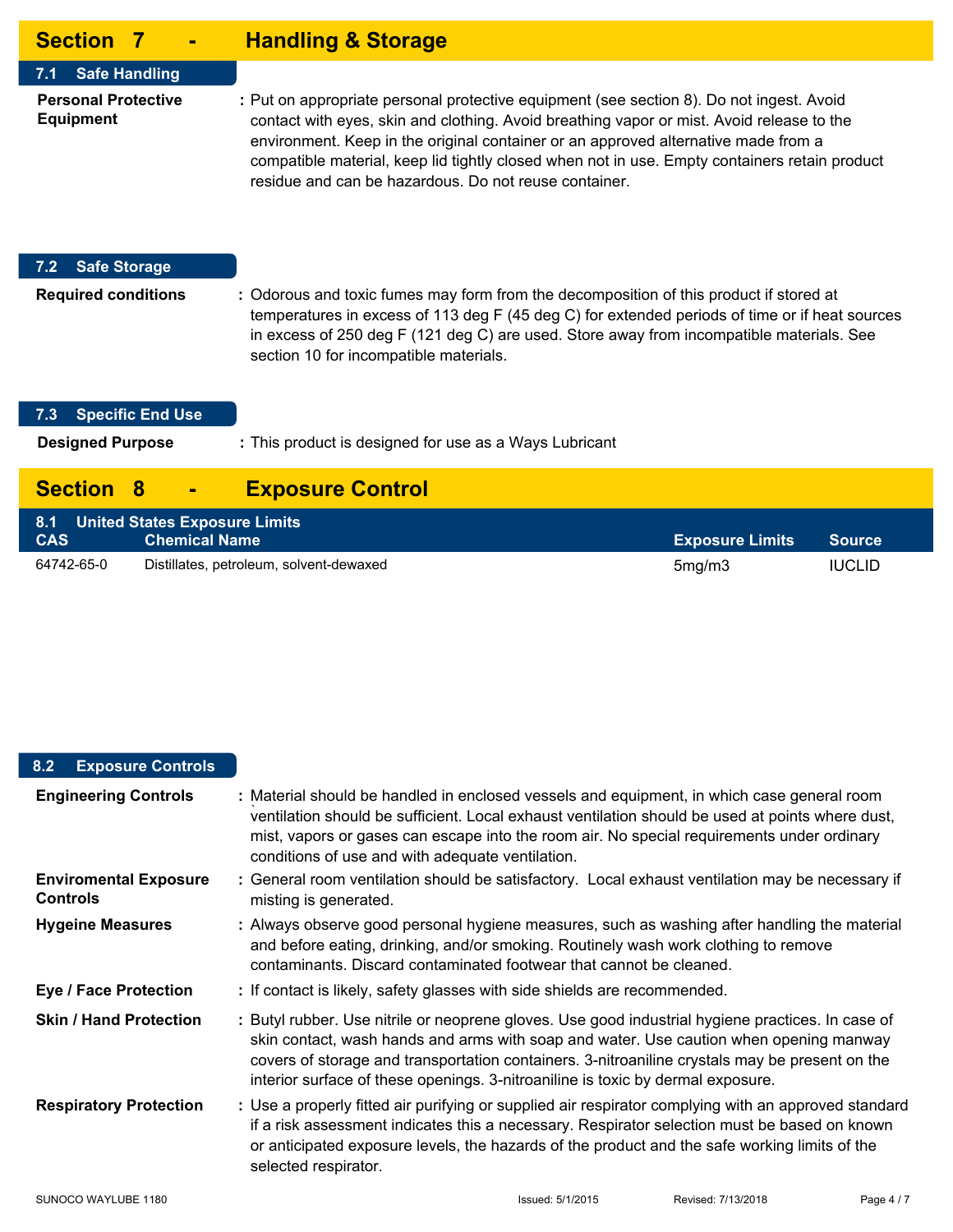## Section 7 - Handling & Storage

### 7.1 Safe Handling

**Personal Protective Equipment** : Put on appropriate personal protective equipment (see section 8). Do not ingest. Avoid contact with eyes, skin and clothing. Avoid breathing vapor or mist. Avoid release to the environment. Keep in the original container or an approved alternative made from a compatible material, keep lid tightly closed when not in use. Empty containers retain product residue and can be hazardous. Do not reuse container.

### 7.2 Safe Storage

**Required conditions** : Odorous and toxic fumes may form from the decomposition of this product if stored at temperatures in excess of 113 deg F (45 deg C) for extended periods of time or if heat sources in excess of 250 deg F (121 deg C) are used. Store away from incompatible materials. See section 10 for incompatible materials.

### 7.3 Specific End Use

**Designed Purpose** : This product is designed for use as a Ways Lubricant

## Section 8 - Exposure Control

### 8.1 United States Exposure Limits

| CAS | Chemical Name | Exposure Limits | Source |
|---|---|---|---|
| 64742-65-0 | Distillates, petroleum, solvent-dewaxed | 5mg/m3 | IUCLID |

### 8.2 Exposure Controls

**Engineering Controls** : Material should be handled in enclosed vessels and equipment, in which case general room ventilation should be sufficient. Local exhaust ventilation should be used at points where dust, mist, vapors or gases can escape into the room air. No special requirements under ordinary conditions of use and with adequate ventilation.

**Enviromental Exposure Controls** : General room ventilation should be satisfactory. Local exhaust ventilation may be necessary if misting is generated.

**Hygeine Measures** : Always observe good personal hygiene measures, such as washing after handling the material and before eating, drinking, and/or smoking. Routinely wash work clothing to remove contaminants. Discard contaminated footwear that cannot be cleaned.

**Eye / Face Protection** : If contact is likely, safety glasses with side shields are recommended.

**Skin / Hand Protection** : Butyl rubber. Use nitrile or neoprene gloves. Use good industrial hygiene practices. In case of skin contact, wash hands and arms with soap and water. Use caution when opening manway covers of storage and transportation containers. 3-nitroaniline crystals may be present on the interior surface of these openings. 3-nitroaniline is toxic by dermal exposure.

**Respiratory Protection** : Use a properly fitted air purifying or supplied air respirator complying with an approved standard if a risk assessment indicates this a necessary. Respirator selection must be based on known or anticipated exposure levels, the hazards of the product and the safe working limits of the selected respirator.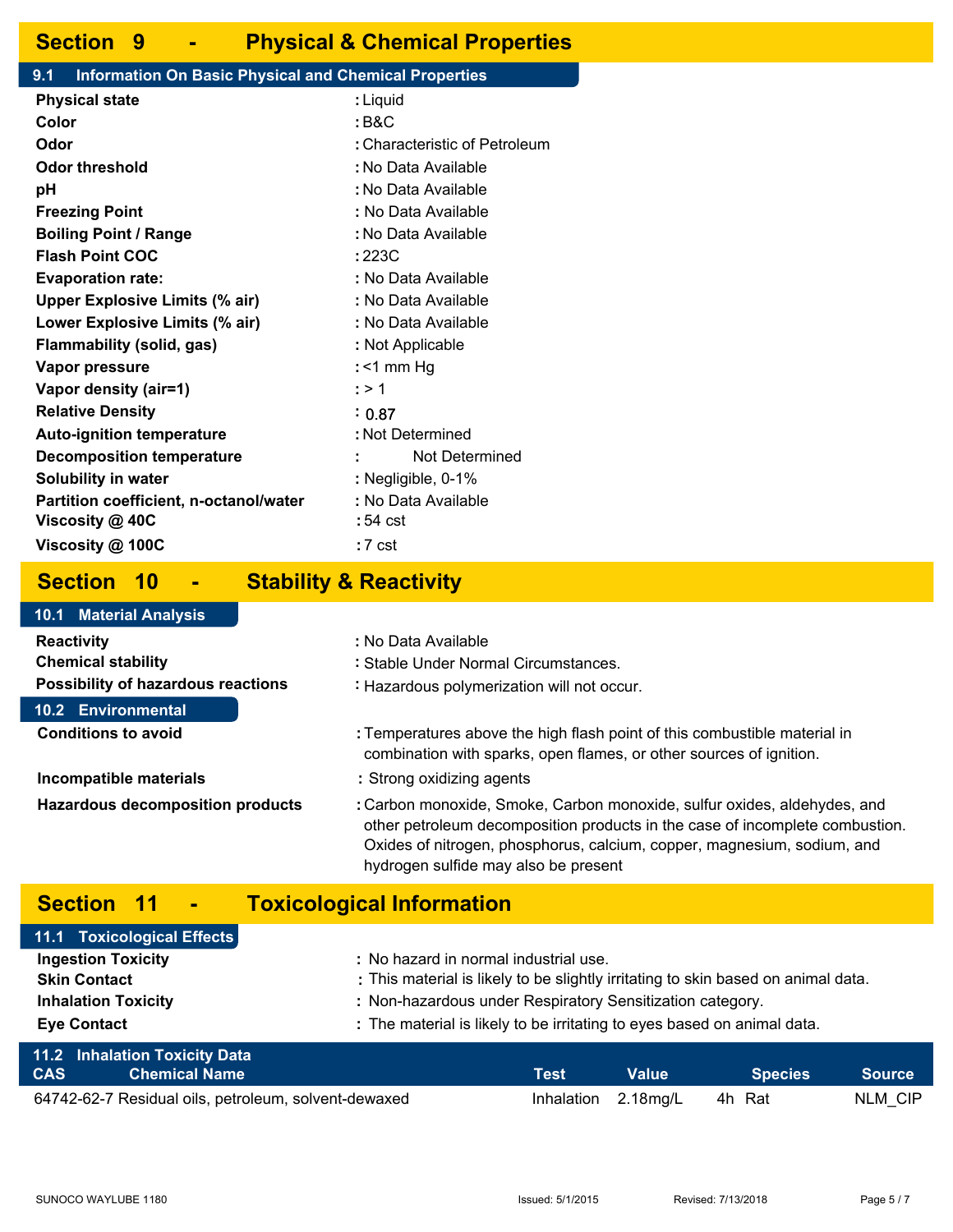## Section 9 - Physical & Chemical Properties

### 9.1 Information On Basic Physical and Chemical Properties

| | |
|---|---|
| **Physical state** | : Liquid |
| **Color** | : B&C |
| **Odor** | : Characteristic of Petroleum |
| **Odor threshold** | : No Data Available |
| **pH** | : No Data Available |
| **Freezing Point** | : No Data Available |
| **Boiling Point / Range** | : No Data Available |
| **Flash Point COC** | : 223C |
| **Evaporation rate:** | : No Data Available |
| **Upper Explosive Limits (% air)** | : No Data Available |
| **Lower Explosive Limits (% air)** | : No Data Available |
| **Flammability (solid, gas)** | : Not Applicable |
| **Vapor pressure** | : <1 mm Hg |
| **Vapor density (air=1)** | : > 1 |
| **Relative Density** | : 0.87 |
| **Auto-ignition temperature** | : Not Determined |
| **Decomposition temperature** | : Not Determined |
| **Solubility in water** | : Negligible, 0-1% |
| **Partition coefficient, n-octanol/water** | : No Data Available |
| **Viscosity @ 40C** | : 54 cst |
| **Viscosity @ 100C** | : 7 cst |

## Section 10 - Stability & Reactivity

### 10.1 Material Analysis

| | |
|---|---|
| **Reactivity** | : No Data Available |
| **Chemical stability** | : Stable Under Normal Circumstances. |
| **Possibility of hazardous reactions** | : Hazardous polymerization will not occur. |

### 10.2 Environmental

| | |
|---|---|
| **Conditions to avoid** | : Temperatures above the high flash point of this combustible material in combination with sparks, open flames, or other sources of ignition. |
| **Incompatible materials** | : Strong oxidizing agents |
| **Hazardous decomposition products** | : Carbon monoxide, Smoke, Carbon monoxide, sulfur oxides, aldehydes, and other petroleum decomposition products in the case of incomplete combustion. Oxides of nitrogen, phosphorus, calcium, copper, magnesium, sodium, and hydrogen sulfide may also be present |

## Section 11 - Toxicological Information

### 11.1 Toxicological Effects

| | |
|---|---|
| **Ingestion Toxicity** | : No hazard in normal industrial use. |
| **Skin Contact** | : This material is likely to be slightly irritating to skin based on animal data. |
| **Inhalation Toxicity** | : Non-hazardous under Respiratory Sensitization category. |
| **Eye Contact** | : The material is likely to be irritating to eyes based on animal data. |

### 11.2 Inhalation Toxicity Data

| CAS | Chemical Name | Test | Value | | Species | Source |
|---|---|---|---|---|---|---|
| 64742-62-7 | Residual oils, petroleum, solvent-dewaxed | Inhalation | 2.18mg/L | 4h | Rat | NLM_CIP |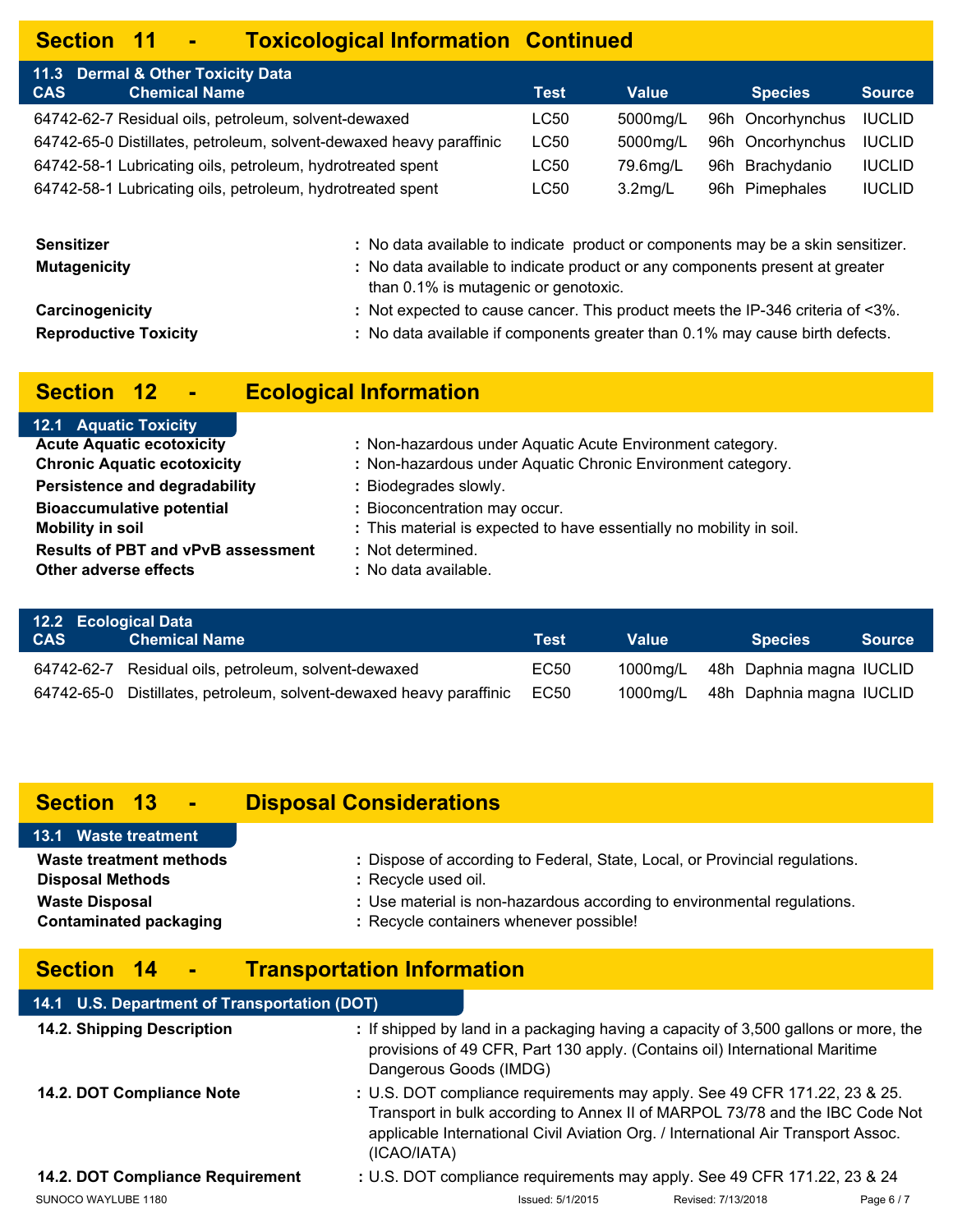## Section 11 - Toxicological Information Continued

### 11.3 Dermal & Other Toxicity Data

| CAS | Chemical Name | Test | Value | | Species | Source |
|---|---|---|---|---|---|---|
| 64742-62-7 | Residual oils, petroleum, solvent-dewaxed | LC50 | 5000mg/L | 96h | Oncorhynchus | IUCLID |
| 64742-65-0 | Distillates, petroleum, solvent-dewaxed heavy paraffinic | LC50 | 5000mg/L | 96h | Oncorhynchus | IUCLID |
| 64742-58-1 | Lubricating oils, petroleum, hydrotreated spent | LC50 | 79.6mg/L | 96h | Brachydanio | IUCLID |
| 64742-58-1 | Lubricating oils, petroleum, hydrotreated spent | LC50 | 3.2mg/L | 96h | Pimephales | IUCLID |

**Sensitizer** : No data available to indicate product or components may be a skin sensitizer.

**Mutagenicity** : No data available to indicate product or any components present at greater than 0.1% is mutagenic or genotoxic.

**Carcinogenicity** : Not expected to cause cancer. This product meets the IP-346 criteria of <3%.

**Reproductive Toxicity** : No data available if components greater than 0.1% may cause birth defects.

## Section 12 - Ecological Information

### 12.1 Aquatic Toxicity

**Acute Aquatic ecotoxicity** : Non-hazardous under Aquatic Acute Environment category.

**Chronic Aquatic ecotoxicity** : Non-hazardous under Aquatic Chronic Environment category.

**Persistence and degradability** : Biodegrades slowly.

**Bioaccumulative potential** : Bioconcentration may occur.

**Mobility in soil** : This material is expected to have essentially no mobility in soil.

**Results of PBT and vPvB assessment** : Not determined.

**Other adverse effects** : No data available.

### 12.2 Ecological Data

| CAS | Chemical Name | Test | Value | | Species | Source |
|---|---|---|---|---|---|---|
| 64742-62-7 | Residual oils, petroleum, solvent-dewaxed | EC50 | 1000mg/L | 48h | Daphnia magna | IUCLID |
| 64742-65-0 | Distillates, petroleum, solvent-dewaxed heavy paraffinic | EC50 | 1000mg/L | 48h | Daphnia magna | IUCLID |

## Section 13 - Disposal Considerations

### 13.1 Waste treatment

**Waste treatment methods** : Dispose of according to Federal, State, Local, or Provincial regulations.

**Disposal Methods** : Recycle used oil.

**Waste Disposal** : Use material is non-hazardous according to environmental regulations.

**Contaminated packaging** : Recycle containers whenever possible!

## Section 14 - Transportation Information

### 14.1 U.S. Department of Transportation (DOT)

**14.2. Shipping Description** : If shipped by land in a packaging having a capacity of 3,500 gallons or more, the provisions of 49 CFR, Part 130 apply. (Contains oil) International Maritime Dangerous Goods (IMDG)

**14.2. DOT Compliance Note** : U.S. DOT compliance requirements may apply. See 49 CFR 171.22, 23 & 25. Transport in bulk according to Annex II of MARPOL 73/78 and the IBC Code Not applicable International Civil Aviation Org. / International Air Transport Assoc. (ICAO/IATA)

**14.2. DOT Compliance Requirement** : U.S. DOT compliance requirements may apply. See 49 CFR 171.22, 23 & 24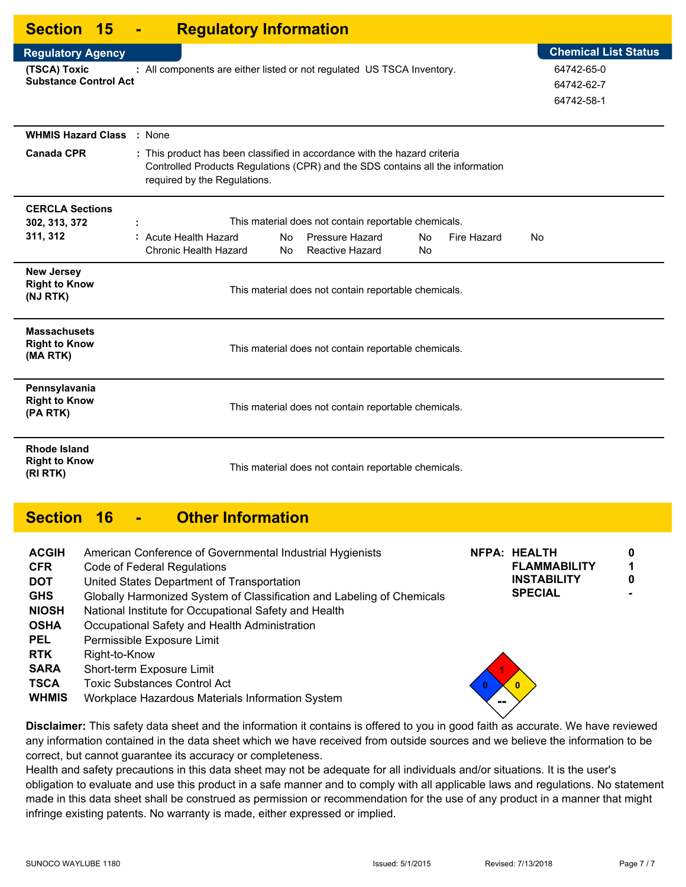## Section 15 - Regulatory Information

| Regulatory Agency | | Chemical List Status |
|---|---|---|
| **(TSCA) Toxic Substance Control Act** | : All components are either listed or not regulated US TSCA Inventory. | 64742-65-0<br>64742-62-7<br>64742-58-1 |

**WHMIS Hazard Class** : None

**Canada CPR** : This product has been classified in accordance with the hazard criteria Controlled Products Regulations (CPR) and the SDS contains all the information required by the Regulations.

**CERCLA Sections**

**302, 313, 372** : This material does not contain reportable chemicals.

**311, 312** :

| | | | | | |
|---|---|---|---|---|---|
| Acute Health Hazard | No | Pressure Hazard | No | Fire Hazard | No |
| Chronic Health Hazard | No | Reactive Hazard | No | | |

**New Jersey Right to Know (NJ RTK)** This material does not contain reportable chemicals.

**Massachusets Right to Know (MA RTK)** This material does not contain reportable chemicals.

**Pennsylavania Right to Know (PA RTK)** This material does not contain reportable chemicals.

**Rhode Island Right to Know (RI RTK)** This material does not contain reportable chemicals.

## Section 16 - Other Information

| | |
|---|---|
| **ACGIH** | American Conference of Governmental Industrial Hygienists |
| **CFR** | Code of Federal Regulations |
| **DOT** | United States Department of Transportation |
| **GHS** | Globally Harmonized System of Classification and Labeling of Chemicals |
| **NIOSH** | National Institute for Occupational Safety and Health |
| **OSHA** | Occupational Safety and Health Administration |
| **PEL** | Permissible Exposure Limit |
| **RTK** | Right-to-Know |
| **SARA** | Short-term Exposure Limit |
| **TSCA** | Toxic Substances Control Act |
| **WHMIS** | Workplace Hazardous Materials Information System |

**NFPA:**

| | |
|---|---|
| **HEALTH** | **0** |
| **FLAMMABILITY** | **1** |
| **INSTABILITY** | **0** |
| **SPECIAL** | **-** |

1
0
0
--

**Disclaimer:** This safety data sheet and the information it contains is offered to you in good faith as accurate. We have reviewed any information contained in the data sheet which we have received from outside sources and we believe the information to be correct, but cannot guarantee its accuracy or completeness.
Health and safety precautions in this data sheet may not be adequate for all individuals and/or situations. It is the user's obligation to evaluate and use this product in a safe manner and to comply with all applicable laws and regulations. No statement made in this data sheet shall be construed as permission or recommendation for the use of any product in a manner that might infringe existing patents. No warranty is made, either expressed or implied.

SUNOCO WAYLUBE 1180 Issued: 5/1/2015 Revised: 7/13/2018